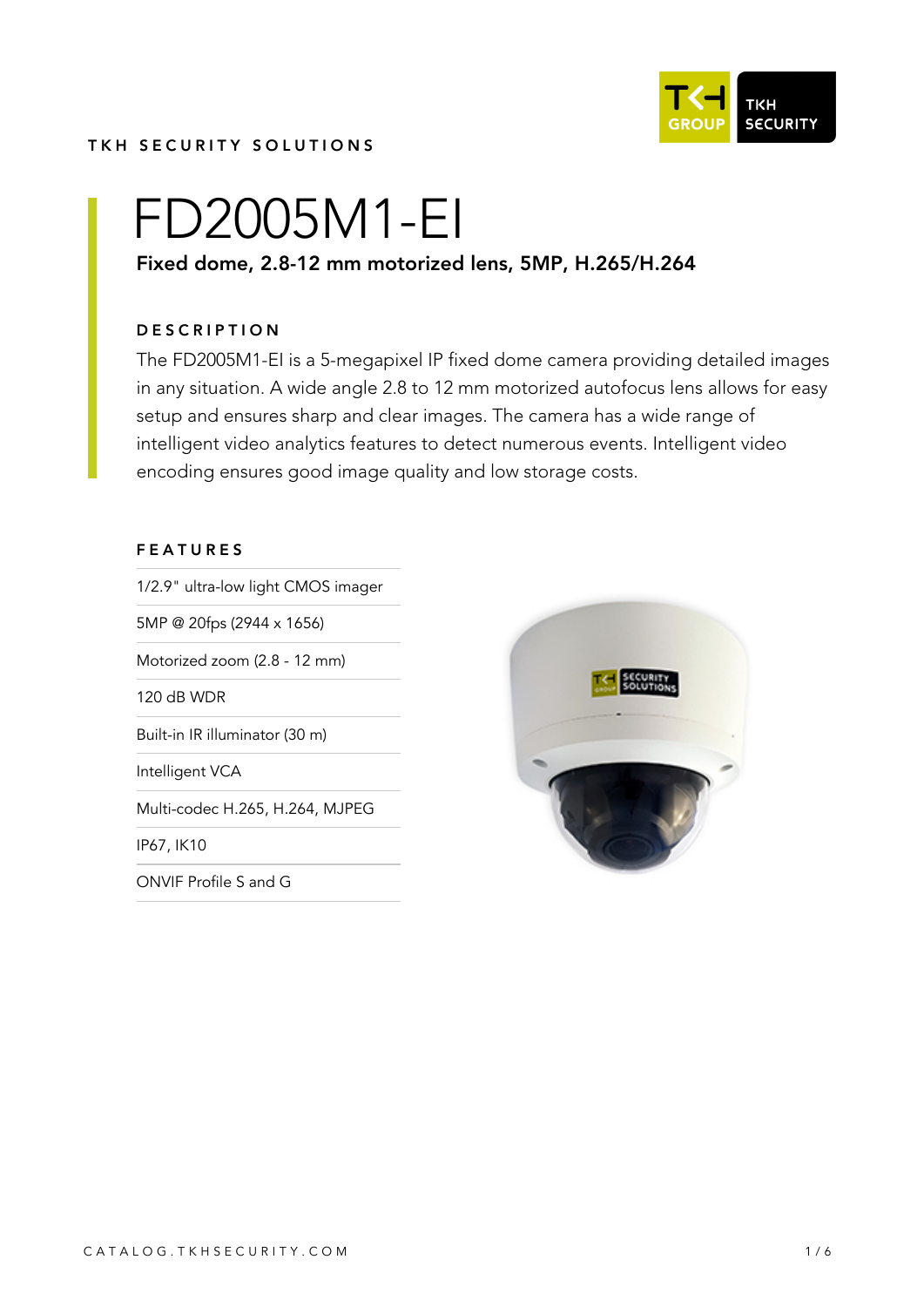TKH SECURITY SOLUTIONS

# FD2005M1-EI

**Fixed dome, 2.8-12 mm motorized lens, 5MP, H.265/H.264**

## DESCRIPTION

The FD2005M1-EI is a 5-megapixel IP fixed dome camera providing detailed images in any situation. A wide angle 2.8 to 12 mm motorized autofocus lens allows for easy setup and ensures sharp and clear images. The camera has a wide range of intelligent video analytics features to detect numerous events. Intelligent video encoding ensures good image quality and low storage costs.

## FEATURES

- 1/2.9" ultra-low light CMOS imager
- 5MP @ 20fps (2944 x 1656)
- Motorized zoom (2.8 - 12 mm)
- 120 dB WDR
- Built-in IR illuminator (30 m)
- Intelligent VCA
- Multi-codec H.265, H.264, MJPEG
- IP67, IK10
- ONVIF Profile S and G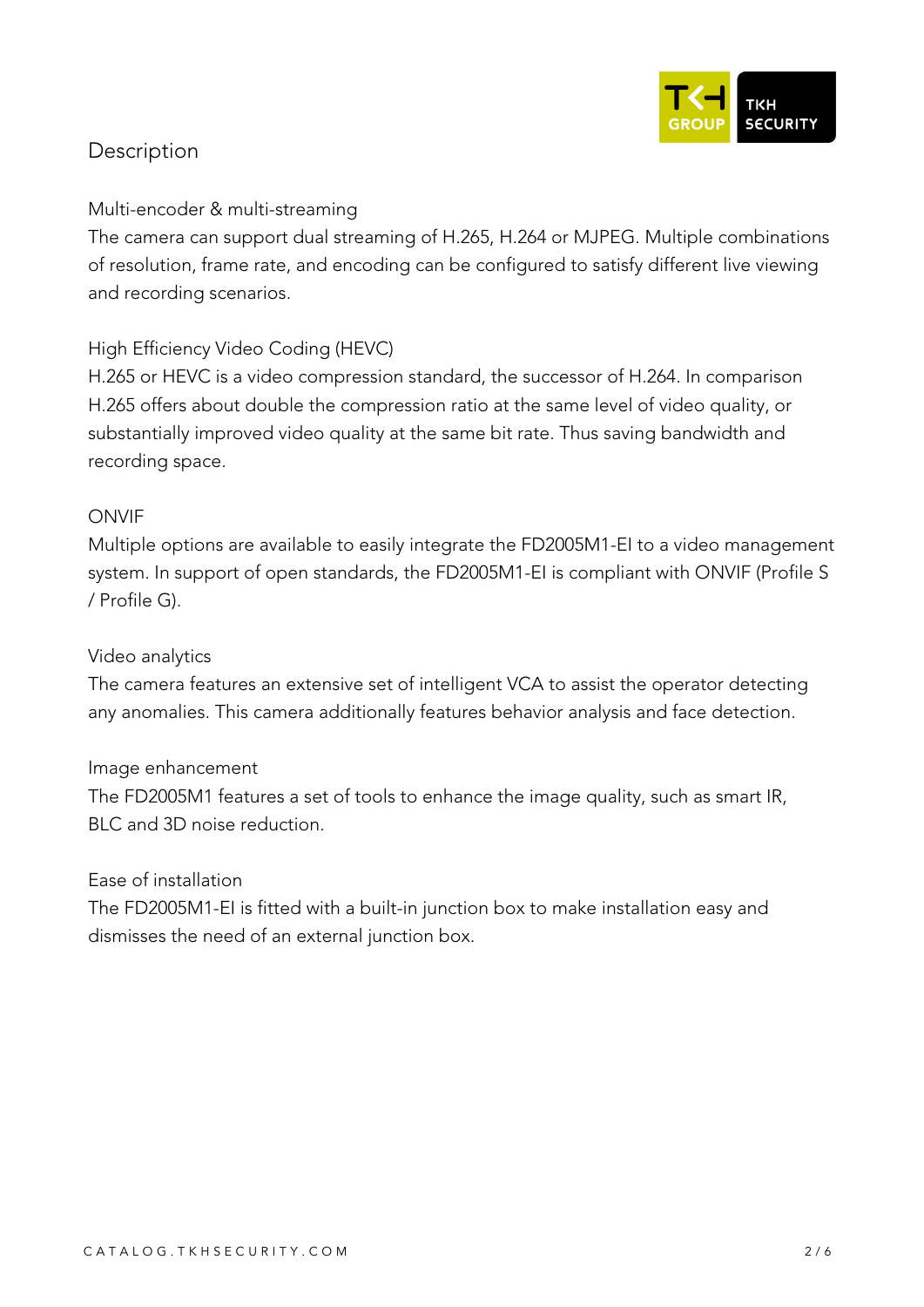## Description

### Multi-encoder & multi-streaming

The camera can support dual streaming of H.265, H.264 or MJPEG. Multiple combinations of resolution, frame rate, and encoding can be configured to satisfy different live viewing and recording scenarios.

### High Efficiency Video Coding (HEVC)

H.265 or HEVC is a video compression standard, the successor of H.264. In comparison H.265 offers about double the compression ratio at the same level of video quality, or substantially improved video quality at the same bit rate. Thus saving bandwidth and recording space.

### ONVIF

Multiple options are available to easily integrate the FD2005M1-EI to a video management system. In support of open standards, the FD2005M1-EI is compliant with ONVIF (Profile S / Profile G).

### Video analytics

The camera features an extensive set of intelligent VCA to assist the operator detecting any anomalies. This camera additionally features behavior analysis and face detection.

### Image enhancement

The FD2005M1 features a set of tools to enhance the image quality, such as smart IR, BLC and 3D noise reduction.

### Ease of installation

The FD2005M1-EI is fitted with a built-in junction box to make installation easy and dismisses the need of an external junction box.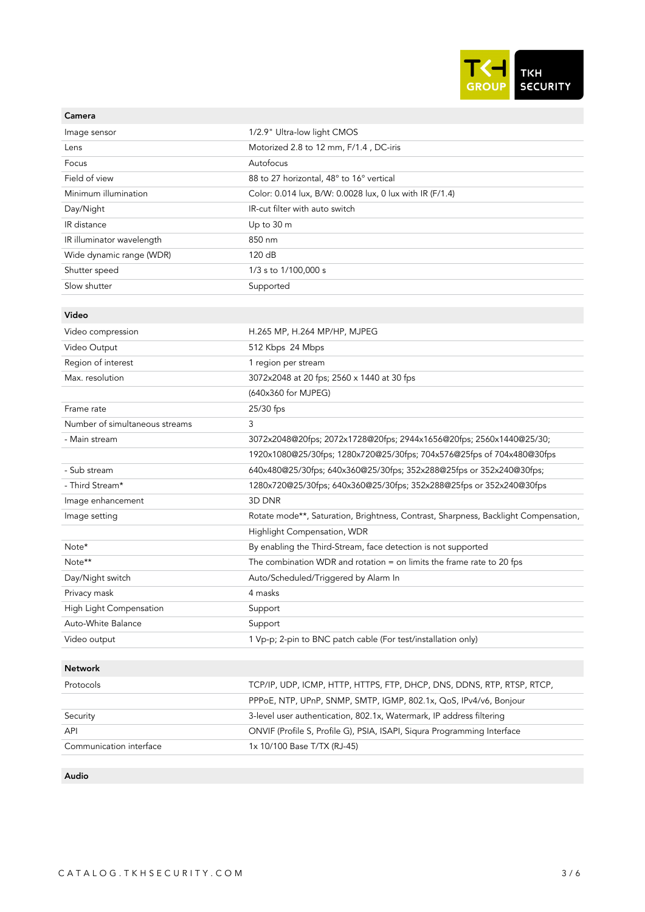| Camera | |
|---|---|
| Image sensor | 1/2.9" Ultra-low light CMOS |
| Lens | Motorized 2.8 to 12 mm, F/1.4 , DC-iris |
| Focus | Autofocus |
| Field of view | 88 to 27 horizontal, 48° to 16° vertical |
| Minimum illumination | Color: 0.014 lux, B/W: 0.0028 lux, 0 lux with IR (F/1.4) |
| Day/Night | IR-cut filter with auto switch |
| IR distance | Up to 30 m |
| IR illuminator wavelength | 850 nm |
| Wide dynamic range (WDR) | 120 dB |
| Shutter speed | 1/3 s to 1/100,000 s |
| Slow shutter | Supported |

| Video | |
|---|---|
| Video compression | H.265 MP, H.264 MP/HP, MJPEG |
| Video Output | 512 Kbps  24 Mbps |
| Region of interest | 1 region per stream |
| Max. resolution | 3072x2048 at 20 fps; 2560 x 1440 at 30 fps |
| | (640x360 for MJPEG) |
| Frame rate | 25/30 fps |
| Number of simultaneous streams | 3 |
| - Main stream | 3072x2048@20fps; 2072x1728@20fps; 2944x1656@20fps; 2560x1440@25/30; |
| | 1920x1080@25/30fps; 1280x720@25/30fps; 704x576@25fps of 704x480@30fps |
| - Sub stream | 640x480@25/30fps; 640x360@25/30fps; 352x288@25fps or 352x240@30fps; |
| - Third Stream* | 1280x720@25/30fps; 640x360@25/30fps; 352x288@25fps or 352x240@30fps |
| Image enhancement | 3D DNR |
| Image setting | Rotate mode**, Saturation, Brightness, Contrast, Sharpness, Backlight Compensation, |
| | Highlight Compensation, WDR |
| Note* | By enabling the Third-Stream, face detection is not supported |
| Note** | The combination WDR and rotation = on limits the frame rate to 20 fps |
| Day/Night switch | Auto/Scheduled/Triggered by Alarm In |
| Privacy mask | 4 masks |
| High Light Compensation | Support |
| Auto-White Balance | Support |
| Video output | 1 Vp-p; 2-pin to BNC patch cable (For test/installation only) |

| Network | |
|---|---|
| Protocols | TCP/IP, UDP, ICMP, HTTP, HTTPS, FTP, DHCP, DNS, DDNS, RTP, RTSP, RTCP, |
| | PPPoE, NTP, UPnP, SNMP, SMTP, IGMP, 802.1x, QoS, IPv4/v6, Bonjour |
| Security | 3-level user authentication, 802.1x, Watermark, IP address filtering |
| API | ONVIF (Profile S, Profile G), PSIA, ISAPI, Siqura Programming Interface |
| Communication interface | 1x 10/100 Base T/TX (RJ-45) |

| Audio | |
|---|---|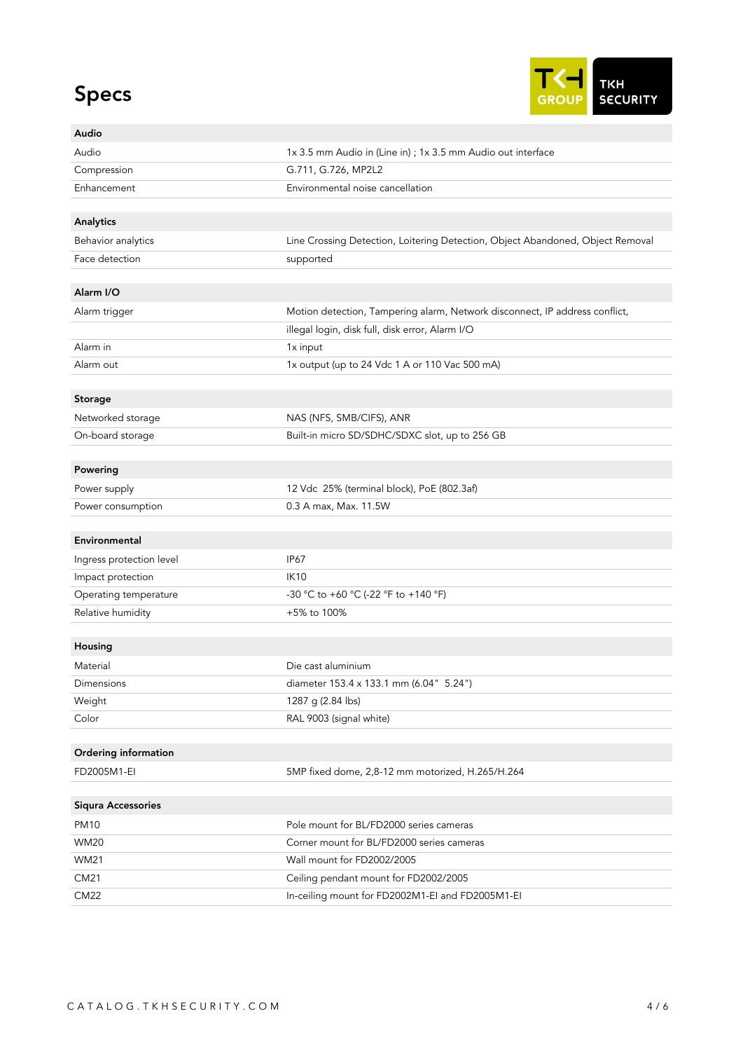# Specs

| **Audio** | |
|---|---|
| Audio | 1x 3.5 mm Audio in (Line in) ; 1x 3.5 mm Audio out interface |
| Compression | G.711, G.726, MP2L2 |
| Enhancement | Environmental noise cancellation |

| **Analytics** | |
|---|---|
| Behavior analytics | Line Crossing Detection, Loitering Detection, Object Abandoned, Object Removal |
| Face detection | supported |

| **Alarm I/O** | |
|---|---|
| Alarm trigger | Motion detection, Tampering alarm, Network disconnect, IP address conflict, |
| | illegal login, disk full, disk error, Alarm I/O |
| Alarm in | 1x input |
| Alarm out | 1x output (up to 24 Vdc 1 A or 110 Vac 500 mA) |

| **Storage** | |
|---|---|
| Networked storage | NAS (NFS, SMB/CIFS), ANR |
| On-board storage | Built-in micro SD/SDHC/SDXC slot, up to 256 GB |

| **Powering** | |
|---|---|
| Power supply | 12 Vdc 25% (terminal block), PoE (802.3af) |
| Power consumption | 0.3 A max, Max. 11.5W |

| **Environmental** | |
|---|---|
| Ingress protection level | IP67 |
| Impact protection | IK10 |
| Operating temperature | -30 °C to +60 °C (-22 °F to +140 °F) |
| Relative humidity | +5% to 100% |

| **Housing** | |
|---|---|
| Material | Die cast aluminium |
| Dimensions | diameter 153.4 x 133.1 mm (6.04" 5.24") |
| Weight | 1287 g (2.84 lbs) |
| Color | RAL 9003 (signal white) |

| **Ordering information** | |
|---|---|
| FD2005M1-EI | 5MP fixed dome, 2,8-12 mm motorized, H.265/H.264 |

| **Siqura Accessories** | |
|---|---|
| PM10 | Pole mount for BL/FD2000 series cameras |
| WM20 | Corner mount for BL/FD2000 series cameras |
| WM21 | Wall mount for FD2002/2005 |
| CM21 | Ceiling pendant mount for FD2002/2005 |
| CM22 | In-ceiling mount for FD2002M1-EI and FD2005M1-EI |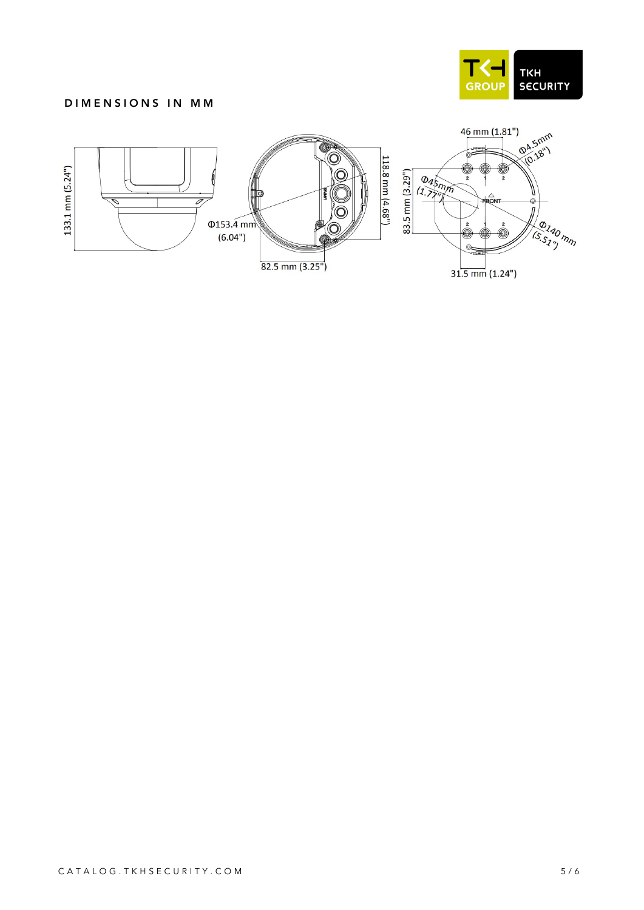## DIMENSIONS IN MM

133.1 mm (5.24")

Φ153.4 mm (6.04")

118.8 mm (4.68")

82.5 mm (3.25")

46 mm (1.81")

Φ4.5mm (0.18")

Φ45mm (1.77")

83.5 mm (3.29")

FRONT

Φ140 mm (5.51")

31.5 mm (1.24")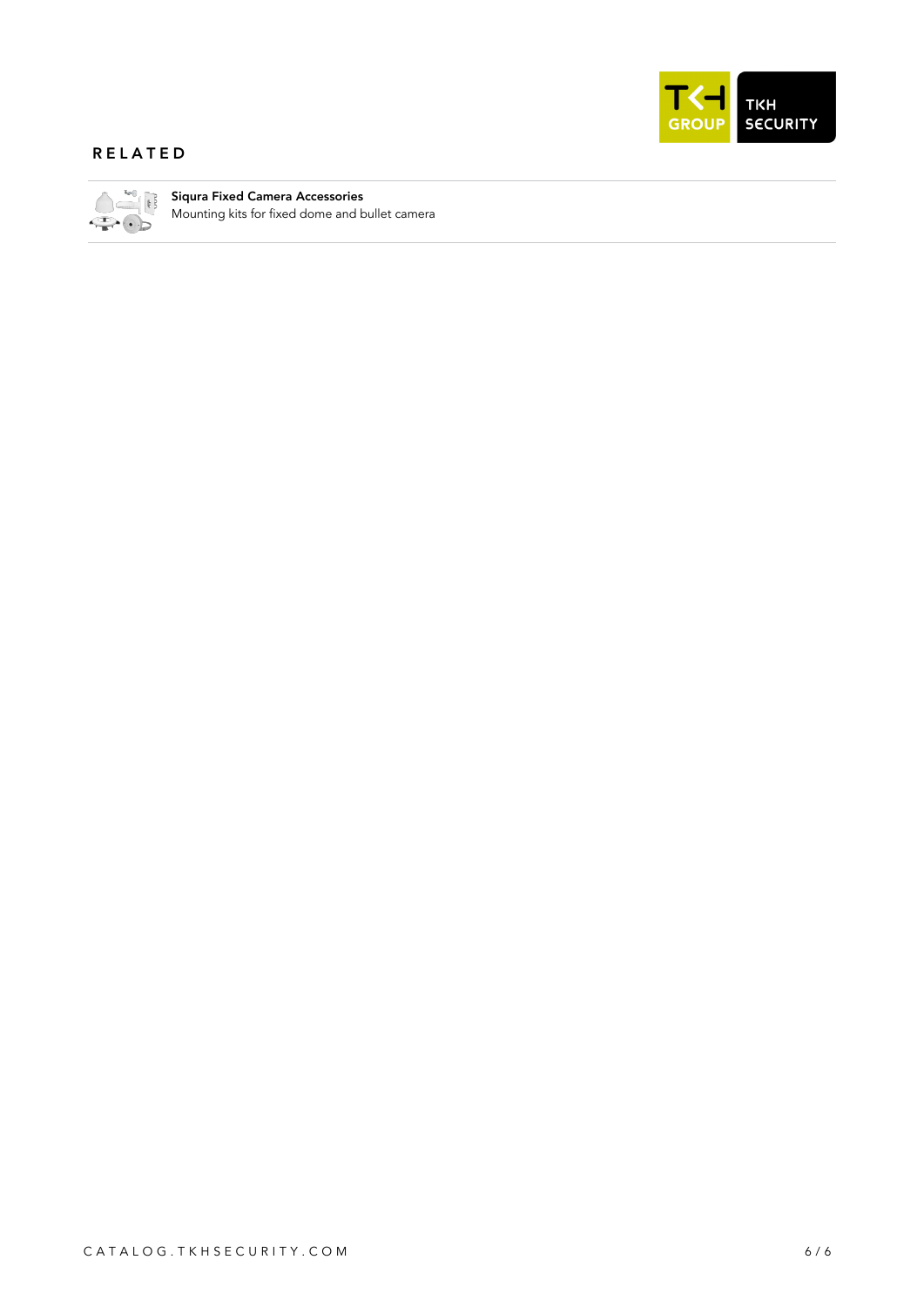## RELATED

**Siqura Fixed Camera Accessories**
Mounting kits for fixed dome and bullet camera